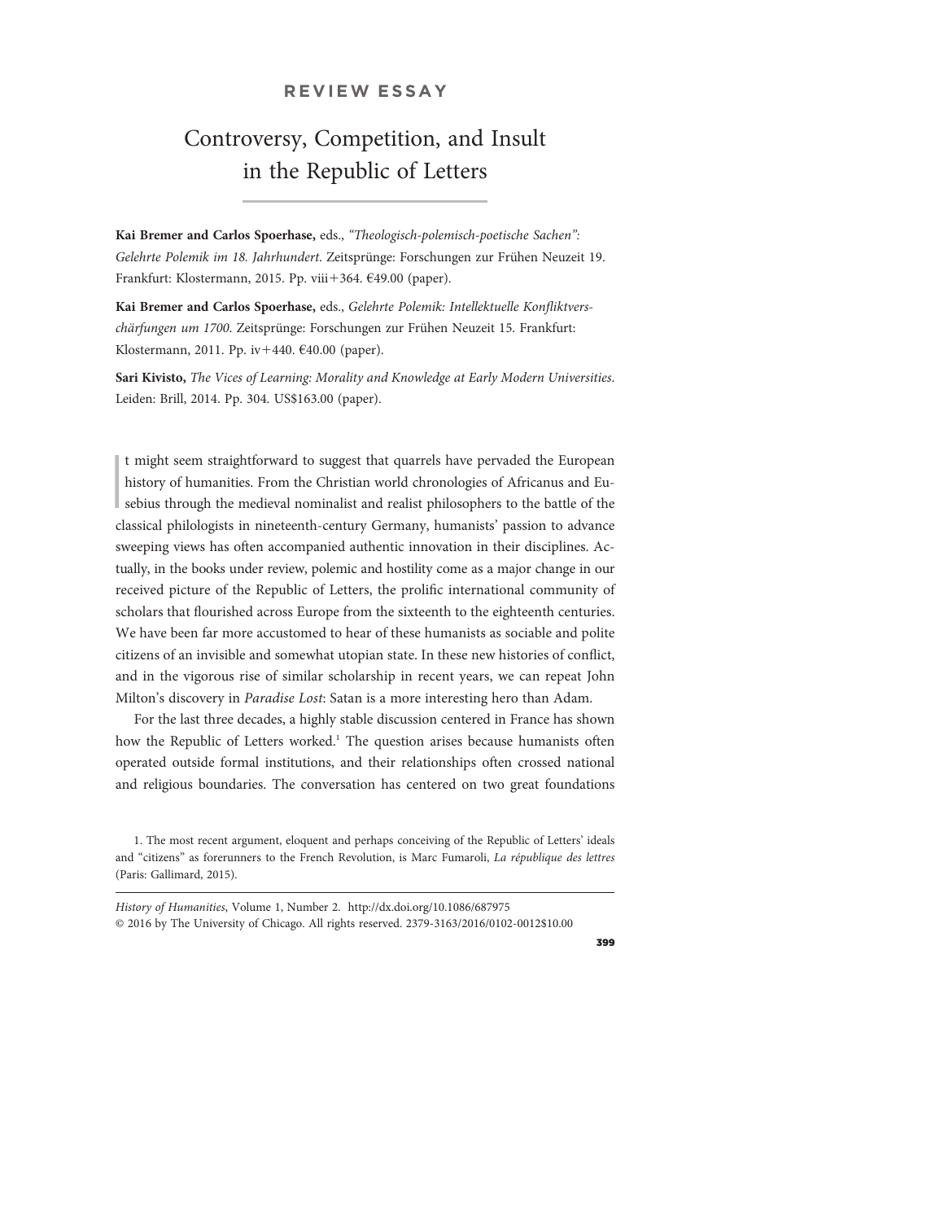**REVIEW ESSAY**

# Controversy, Competition, and Insult in the Republic of Letters

**Kai Bremer and Carlos Spoerhase,** eds., *"Theologisch-polemisch-poetische Sachen": Gelehrte Polemik im 18. Jahrhundert*. Zeitsprünge: Forschungen zur Frühen Neuzeit 19. Frankfurt: Klostermann, 2015. Pp. viii+364. €49.00 (paper).

**Kai Bremer and Carlos Spoerhase,** eds., *Gelehrte Polemik: Intellektuelle Konfliktverschärfungen um 1700*. Zeitsprünge: Forschungen zur Frühen Neuzeit 15. Frankfurt: Klostermann, 2011. Pp. iv+440. €40.00 (paper).

**Sari Kivisto,** *The Vices of Learning: Morality and Knowledge at Early Modern Universities*. Leiden: Brill, 2014. Pp. 304. US$163.00 (paper).

It might seem straightforward to suggest that quarrels have pervaded the European history of humanities. From the Christian world chronologies of Africanus and Eusebius through the medieval nominalist and realist philosophers to the battle of the classical philologists in nineteenth-century Germany, humanists' passion to advance sweeping views has often accompanied authentic innovation in their disciplines. Actually, in the books under review, polemic and hostility come as a major change in our received picture of the Republic of Letters, the prolific international community of scholars that flourished across Europe from the sixteenth to the eighteenth centuries. We have been far more accustomed to hear of these humanists as sociable and polite citizens of an invisible and somewhat utopian state. In these new histories of conflict, and in the vigorous rise of similar scholarship in recent years, we can repeat John Milton's discovery in *Paradise Lost*: Satan is a more interesting hero than Adam.

For the last three decades, a highly stable discussion centered in France has shown how the Republic of Letters worked.[1] The question arises because humanists often operated outside formal institutions, and their relationships often crossed national and religious boundaries. The conversation has centered on two great foundations

1. The most recent argument, eloquent and perhaps conceiving of the Republic of Letters' ideals and "citizens" as forerunners to the French Revolution, is Marc Fumaroli, *La république des lettres* (Paris: Gallimard, 2015).

*History of Humanities*, Volume 1, Number 2. http://dx.doi.org/10.1086/687975
© 2016 by The University of Chicago. All rights reserved. 2379-3163/2016/0102-0012$10.00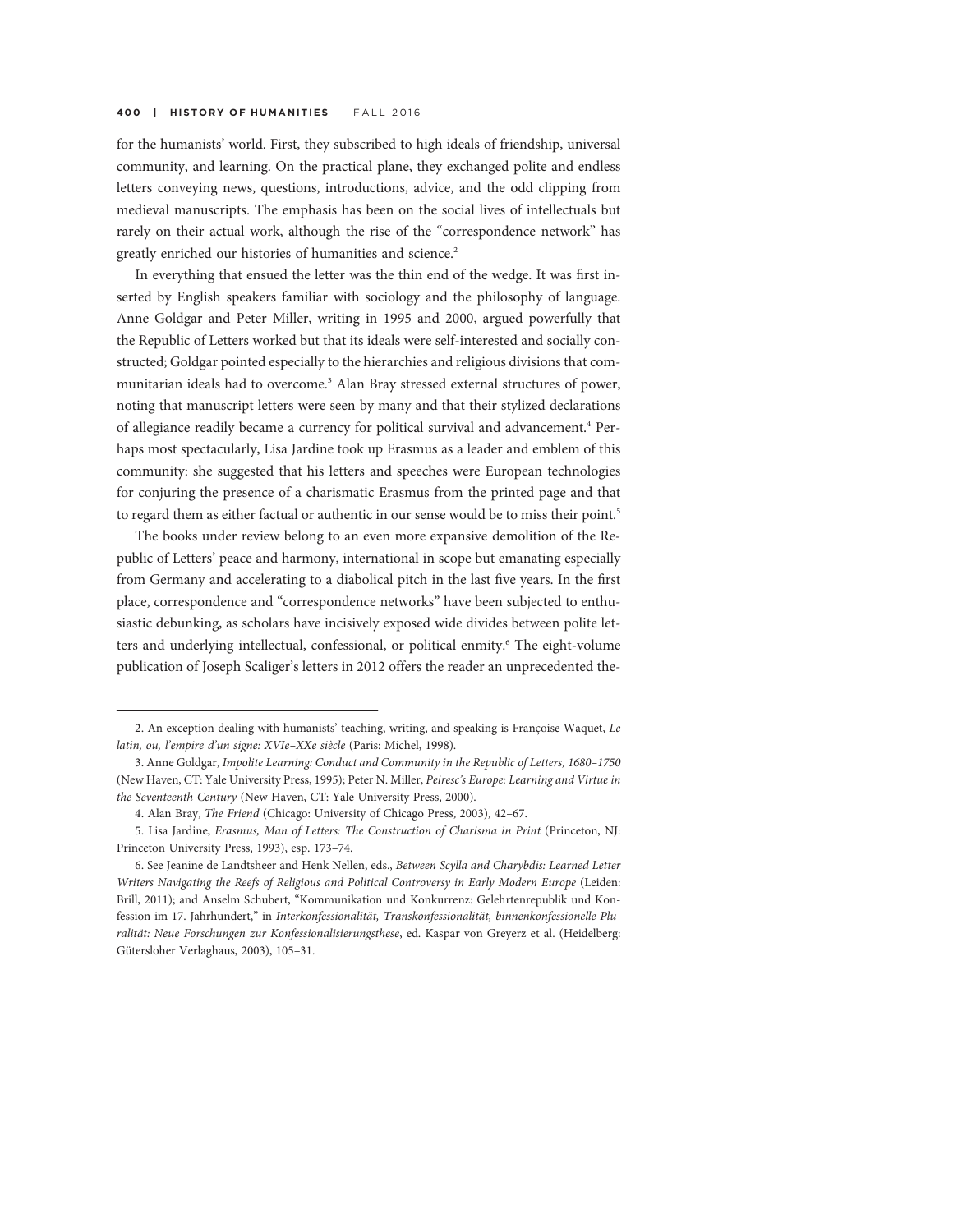for the humanists' world. First, they subscribed to high ideals of friendship, universal community, and learning. On the practical plane, they exchanged polite and endless letters conveying news, questions, introductions, advice, and the odd clipping from medieval manuscripts. The emphasis has been on the social lives of intellectuals but rarely on their actual work, although the rise of the "correspondence network" has greatly enriched our histories of humanities and science.[2]

In everything that ensued the letter was the thin end of the wedge. It was first inserted by English speakers familiar with sociology and the philosophy of language. Anne Goldgar and Peter Miller, writing in 1995 and 2000, argued powerfully that the Republic of Letters worked but that its ideals were self-interested and socially constructed; Goldgar pointed especially to the hierarchies and religious divisions that communitarian ideals had to overcome.[3] Alan Bray stressed external structures of power, noting that manuscript letters were seen by many and that their stylized declarations of allegiance readily became a currency for political survival and advancement.[4] Perhaps most spectacularly, Lisa Jardine took up Erasmus as a leader and emblem of this community: she suggested that his letters and speeches were European technologies for conjuring the presence of a charismatic Erasmus from the printed page and that to regard them as either factual or authentic in our sense would be to miss their point.[5]

The books under review belong to an even more expansive demolition of the Republic of Letters' peace and harmony, international in scope but emanating especially from Germany and accelerating to a diabolical pitch in the last five years. In the first place, correspondence and "correspondence networks" have been subjected to enthusiastic debunking, as scholars have incisively exposed wide divides between polite letters and underlying intellectual, confessional, or political enmity.[6] The eight-volume publication of Joseph Scaliger's letters in 2012 offers the reader an unprecedented the-

---

2. An exception dealing with humanists' teaching, writing, and speaking is Françoise Waquet, *Le latin, ou, l'empire d'un signe: XVIe–XXe siècle* (Paris: Michel, 1998).

3. Anne Goldgar, *Impolite Learning: Conduct and Community in the Republic of Letters, 1680–1750* (New Haven, CT: Yale University Press, 1995); Peter N. Miller, *Peiresc's Europe: Learning and Virtue in the Seventeenth Century* (New Haven, CT: Yale University Press, 2000).

4. Alan Bray, *The Friend* (Chicago: University of Chicago Press, 2003), 42–67.

5. Lisa Jardine, *Erasmus, Man of Letters: The Construction of Charisma in Print* (Princeton, NJ: Princeton University Press, 1993), esp. 173–74.

6. See Jeanine de Landtsheer and Henk Nellen, eds., *Between Scylla and Charybdis: Learned Letter Writers Navigating the Reefs of Religious and Political Controversy in Early Modern Europe* (Leiden: Brill, 2011); and Anselm Schubert, "Kommunikation und Konkurrenz: Gelehrtenrepublik und Konfession im 17. Jahrhundert," in *Interkonfessionalität, Transkonfessionalität, binnenkonfessionelle Pluralität: Neue Forschungen zur Konfessionalisierungsthese*, ed. Kaspar von Greyerz et al. (Heidelberg: Gütersloher Verlaghaus, 2003), 105–31.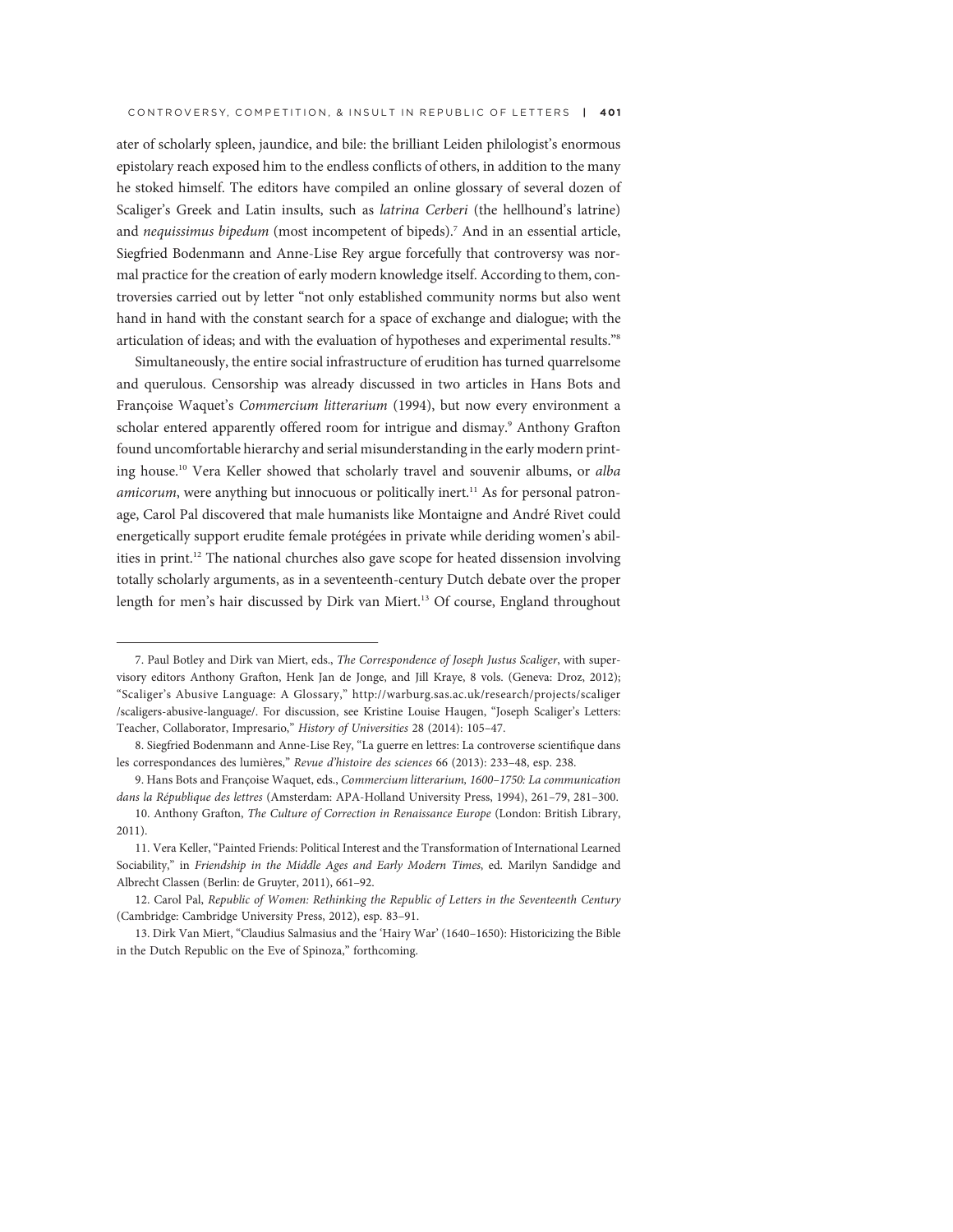ater of scholarly spleen, jaundice, and bile: the brilliant Leiden philologist's enormous epistolary reach exposed him to the endless conflicts of others, in addition to the many he stoked himself. The editors have compiled an online glossary of several dozen of Scaliger's Greek and Latin insults, such as *latrina Cerberi* (the hellhound's latrine) and *nequissimus bipedum* (most incompetent of bipeds).[7] And in an essential article, Siegfried Bodenmann and Anne-Lise Rey argue forcefully that controversy was normal practice for the creation of early modern knowledge itself. According to them, controversies carried out by letter "not only established community norms but also went hand in hand with the constant search for a space of exchange and dialogue; with the articulation of ideas; and with the evaluation of hypotheses and experimental results."[8]

Simultaneously, the entire social infrastructure of erudition has turned quarrelsome and querulous. Censorship was already discussed in two articles in Hans Bots and Françoise Waquet's *Commercium litterarium* (1994), but now every environment a scholar entered apparently offered room for intrigue and dismay.[9] Anthony Grafton found uncomfortable hierarchy and serial misunderstanding in the early modern printing house.[10] Vera Keller showed that scholarly travel and souvenir albums, or *alba amicorum*, were anything but innocuous or politically inert.[11] As for personal patronage, Carol Pal discovered that male humanists like Montaigne and André Rivet could energetically support erudite female protégées in private while deriding women's abilities in print.[12] The national churches also gave scope for heated dissension involving totally scholarly arguments, as in a seventeenth-century Dutch debate over the proper length for men's hair discussed by Dirk van Miert.[13] Of course, England throughout

---

7. Paul Botley and Dirk van Miert, eds., *The Correspondence of Joseph Justus Scaliger*, with supervisory editors Anthony Grafton, Henk Jan de Jonge, and Jill Kraye, 8 vols. (Geneva: Droz, 2012); "Scaliger's Abusive Language: A Glossary," http://warburg.sas.ac.uk/research/projects/scaliger/scaligers-abusive-language/. For discussion, see Kristine Louise Haugen, "Joseph Scaliger's Letters: Teacher, Collaborator, Impresario," *History of Universities* 28 (2014): 105–47.

8. Siegfried Bodenmann and Anne-Lise Rey, "La guerre en lettres: La controverse scientifique dans les correspondances des lumières," *Revue d'histoire des sciences* 66 (2013): 233–48, esp. 238.

9. Hans Bots and Françoise Waquet, eds., *Commercium litterarium, 1600–1750: La communication dans la République des lettres* (Amsterdam: APA-Holland University Press, 1994), 261–79, 281–300.

10. Anthony Grafton, *The Culture of Correction in Renaissance Europe* (London: British Library, 2011).

11. Vera Keller, "Painted Friends: Political Interest and the Transformation of International Learned Sociability," in *Friendship in the Middle Ages and Early Modern Times*, ed. Marilyn Sandidge and Albrecht Classen (Berlin: de Gruyter, 2011), 661–92.

12. Carol Pal, *Republic of Women: Rethinking the Republic of Letters in the Seventeenth Century* (Cambridge: Cambridge University Press, 2012), esp. 83–91.

13. Dirk Van Miert, "Claudius Salmasius and the 'Hairy War' (1640–1650): Historicizing the Bible in the Dutch Republic on the Eve of Spinoza," forthcoming.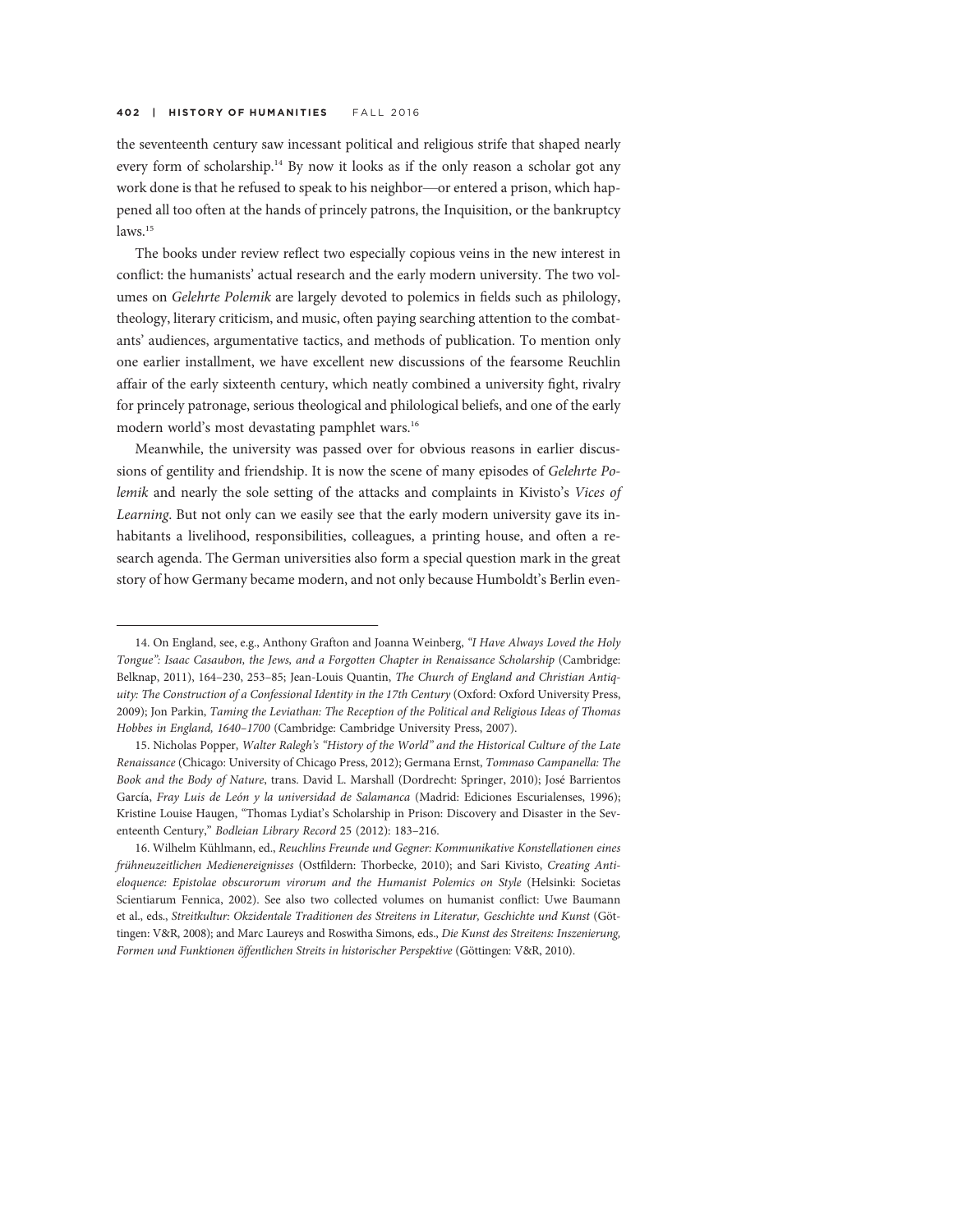the seventeenth century saw incessant political and religious strife that shaped nearly every form of scholarship.[14] By now it looks as if the only reason a scholar got any work done is that he refused to speak to his neighbor—or entered a prison, which happened all too often at the hands of princely patrons, the Inquisition, or the bankruptcy laws.[15]

The books under review reflect two especially copious veins in the new interest in conflict: the humanists' actual research and the early modern university. The two volumes on *Gelehrte Polemik* are largely devoted to polemics in fields such as philology, theology, literary criticism, and music, often paying searching attention to the combatants' audiences, argumentative tactics, and methods of publication. To mention only one earlier installment, we have excellent new discussions of the fearsome Reuchlin affair of the early sixteenth century, which neatly combined a university fight, rivalry for princely patronage, serious theological and philological beliefs, and one of the early modern world's most devastating pamphlet wars.[16]

Meanwhile, the university was passed over for obvious reasons in earlier discussions of gentility and friendship. It is now the scene of many episodes of *Gelehrte Polemik* and nearly the sole setting of the attacks and complaints in Kivisto's *Vices of Learning*. But not only can we easily see that the early modern university gave its inhabitants a livelihood, responsibilities, colleagues, a printing house, and often a research agenda. The German universities also form a special question mark in the great story of how Germany became modern, and not only because Humboldt's Berlin even-

---

14. On England, see, e.g., Anthony Grafton and Joanna Weinberg, *"I Have Always Loved the Holy Tongue": Isaac Casaubon, the Jews, and a Forgotten Chapter in Renaissance Scholarship* (Cambridge: Belknap, 2011), 164–230, 253–85; Jean-Louis Quantin, *The Church of England and Christian Antiquity: The Construction of a Confessional Identity in the 17th Century* (Oxford: Oxford University Press, 2009); Jon Parkin, *Taming the Leviathan: The Reception of the Political and Religious Ideas of Thomas Hobbes in England, 1640–1700* (Cambridge: Cambridge University Press, 2007).

15. Nicholas Popper, *Walter Ralegh's "History of the World" and the Historical Culture of the Late Renaissance* (Chicago: University of Chicago Press, 2012); Germana Ernst, *Tommaso Campanella: The Book and the Body of Nature*, trans. David L. Marshall (Dordrecht: Springer, 2010); José Barrientos García, *Fray Luis de León y la universidad de Salamanca* (Madrid: Ediciones Escurialenses, 1996); Kristine Louise Haugen, "Thomas Lydiat's Scholarship in Prison: Discovery and Disaster in the Seventeenth Century," *Bodleian Library Record* 25 (2012): 183–216.

16. Wilhelm Kühlmann, ed., *Reuchlins Freunde und Gegner: Kommunikative Konstellationen eines frühneuzeitlichen Medienereignisses* (Ostfildern: Thorbecke, 2010); and Sari Kivisto, *Creating Anti-eloquence: Epistolae obscurorum virorum and the Humanist Polemics on Style* (Helsinki: Societas Scientiarum Fennica, 2002). See also two collected volumes on humanist conflict: Uwe Baumann et al., eds., *Streitkultur: Okzidentale Traditionen des Streitens in Literatur, Geschichte und Kunst* (Göttingen: V&R, 2008); and Marc Laureys and Roswitha Simons, eds., *Die Kunst des Streitens: Inszenierung, Formen und Funktionen öffentlichen Streits in historischer Perspektive* (Göttingen: V&R, 2010).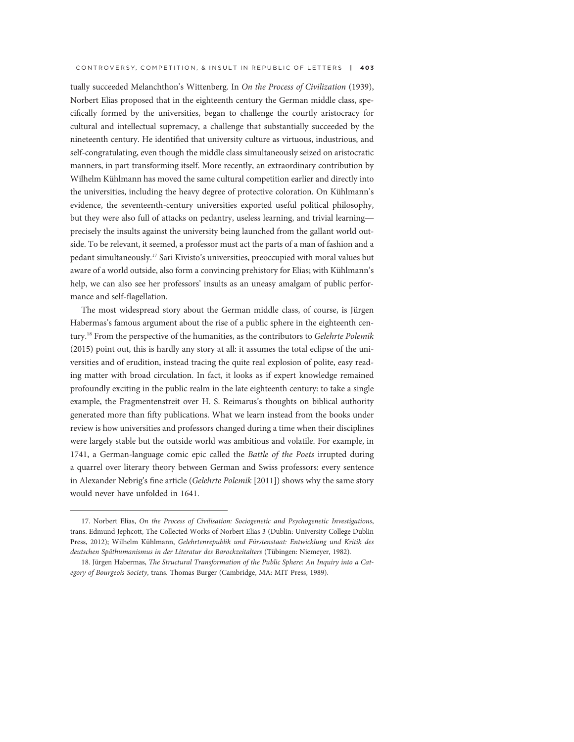tually succeeded Melanchthon's Wittenberg. In *On the Process of Civilization* (1939), Norbert Elias proposed that in the eighteenth century the German middle class, specifically formed by the universities, began to challenge the courtly aristocracy for cultural and intellectual supremacy, a challenge that substantially succeeded by the nineteenth century. He identified that university culture as virtuous, industrious, and self-congratulating, even though the middle class simultaneously seized on aristocratic manners, in part transforming itself. More recently, an extraordinary contribution by Wilhelm Kühlmann has moved the same cultural competition earlier and directly into the universities, including the heavy degree of protective coloration. On Kühlmann's evidence, the seventeenth-century universities exported useful political philosophy, but they were also full of attacks on pedantry, useless learning, and trivial learning—precisely the insults against the university being launched from the gallant world outside. To be relevant, it seemed, a professor must act the parts of a man of fashion and a pedant simultaneously.[17] Sari Kivisto's universities, preoccupied with moral values but aware of a world outside, also form a convincing prehistory for Elias; with Kühlmann's help, we can also see her professors' insults as an uneasy amalgam of public performance and self-flagellation.

The most widespread story about the German middle class, of course, is Jürgen Habermas's famous argument about the rise of a public sphere in the eighteenth century.[18] From the perspective of the humanities, as the contributors to *Gelehrte Polemik* (2015) point out, this is hardly any story at all: it assumes the total eclipse of the universities and of erudition, instead tracing the quite real explosion of polite, easy reading matter with broad circulation. In fact, it looks as if expert knowledge remained profoundly exciting in the public realm in the late eighteenth century: to take a single example, the Fragmentenstreit over H. S. Reimarus's thoughts on biblical authority generated more than fifty publications. What we learn instead from the books under review is how universities and professors changed during a time when their disciplines were largely stable but the outside world was ambitious and volatile. For example, in 1741, a German-language comic epic called the *Battle of the Poets* irrupted during a quarrel over literary theory between German and Swiss professors: every sentence in Alexander Nebrig's fine article (*Gelehrte Polemik* [2011]) shows why the same story would never have unfolded in 1641.

---

17. Norbert Elias, *On the Process of Civilisation: Sociogenetic and Psychogenetic Investigations*, trans. Edmund Jephcott, The Collected Works of Norbert Elias 3 (Dublin: University College Dublin Press, 2012); Wilhelm Kühlmann, *Gelehrtenrepublik und Fürstenstaat: Entwicklung und Kritik des deutschen Späthumanismus in der Literatur des Barockzeitalters* (Tübingen: Niemeyer, 1982).

18. Jürgen Habermas, *The Structural Transformation of the Public Sphere: An Inquiry into a Category of Bourgeois Society*, trans. Thomas Burger (Cambridge, MA: MIT Press, 1989).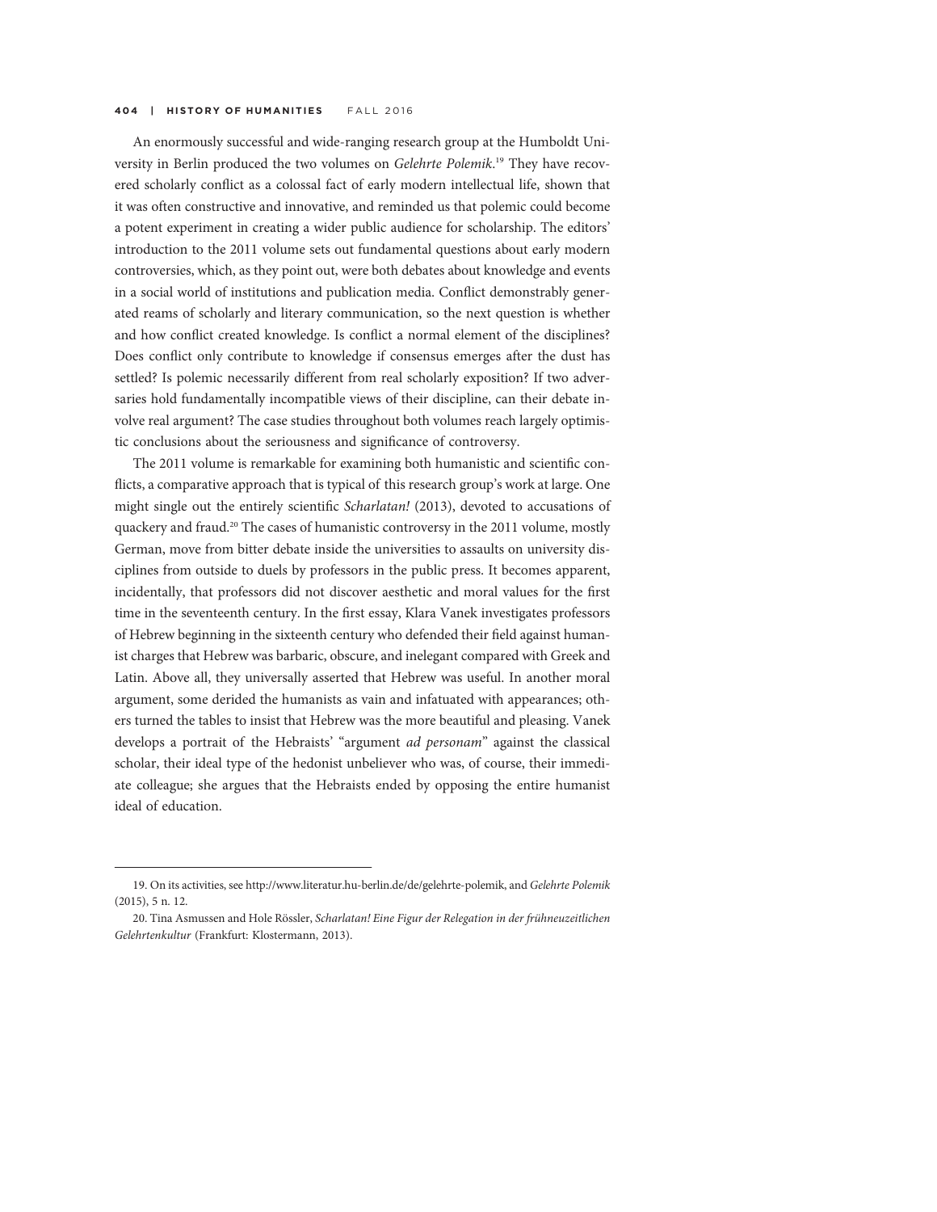An enormously successful and wide-ranging research group at the Humboldt University in Berlin produced the two volumes on *Gelehrte Polemik*.[19] They have recovered scholarly conflict as a colossal fact of early modern intellectual life, shown that it was often constructive and innovative, and reminded us that polemic could become a potent experiment in creating a wider public audience for scholarship. The editors' introduction to the 2011 volume sets out fundamental questions about early modern controversies, which, as they point out, were both debates about knowledge and events in a social world of institutions and publication media. Conflict demonstrably generated reams of scholarly and literary communication, so the next question is whether and how conflict created knowledge. Is conflict a normal element of the disciplines? Does conflict only contribute to knowledge if consensus emerges after the dust has settled? Is polemic necessarily different from real scholarly exposition? If two adversaries hold fundamentally incompatible views of their discipline, can their debate involve real argument? The case studies throughout both volumes reach largely optimistic conclusions about the seriousness and significance of controversy.

The 2011 volume is remarkable for examining both humanistic and scientific conflicts, a comparative approach that is typical of this research group's work at large. One might single out the entirely scientific *Scharlatan!* (2013), devoted to accusations of quackery and fraud.[20] The cases of humanistic controversy in the 2011 volume, mostly German, move from bitter debate inside the universities to assaults on university disciplines from outside to duels by professors in the public press. It becomes apparent, incidentally, that professors did not discover aesthetic and moral values for the first time in the seventeenth century. In the first essay, Klara Vanek investigates professors of Hebrew beginning in the sixteenth century who defended their field against humanist charges that Hebrew was barbaric, obscure, and inelegant compared with Greek and Latin. Above all, they universally asserted that Hebrew was useful. In another moral argument, some derided the humanists as vain and infatuated with appearances; others turned the tables to insist that Hebrew was the more beautiful and pleasing. Vanek develops a portrait of the Hebraists' "argument *ad personam*" against the classical scholar, their ideal type of the hedonist unbeliever who was, of course, their immediate colleague; she argues that the Hebraists ended by opposing the entire humanist ideal of education.

---

19. On its activities, see http://www.literatur.hu-berlin.de/de/gelehrte-polemik, and *Gelehrte Polemik* (2015), 5 n. 12.

20. Tina Asmussen and Hole Rössler, *Scharlatan! Eine Figur der Relegation in der frühneuzeitlichen Gelehrtenkultur* (Frankfurt: Klostermann, 2013).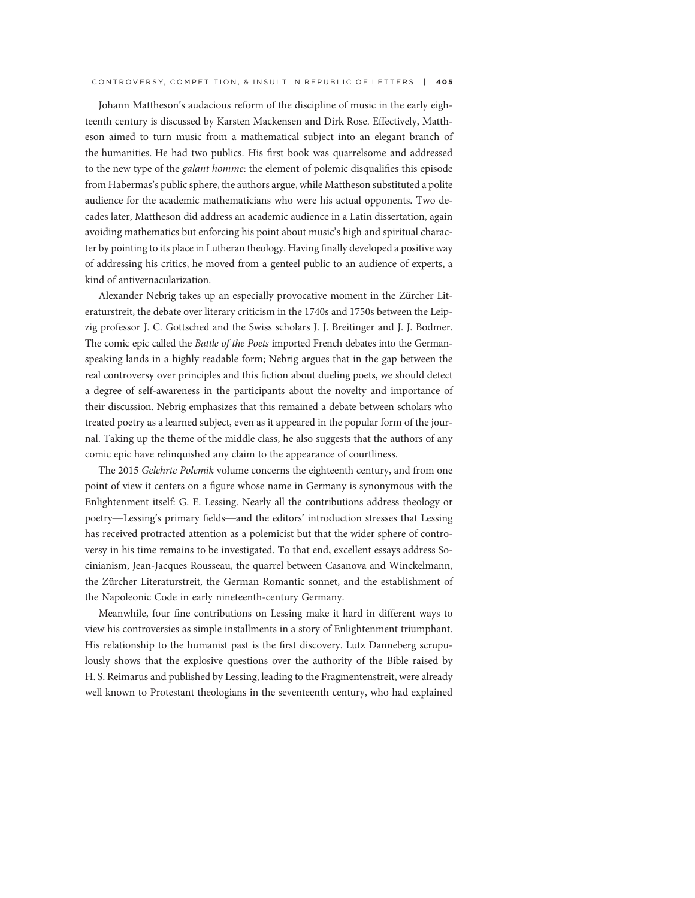Johann Mattheson's audacious reform of the discipline of music in the early eighteenth century is discussed by Karsten Mackensen and Dirk Rose. Effectively, Mattheson aimed to turn music from a mathematical subject into an elegant branch of the humanities. He had two publics. His first book was quarrelsome and addressed to the new type of the *galant homme*: the element of polemic disqualifies this episode from Habermas's public sphere, the authors argue, while Mattheson substituted a polite audience for the academic mathematicians who were his actual opponents. Two decades later, Mattheson did address an academic audience in a Latin dissertation, again avoiding mathematics but enforcing his point about music's high and spiritual character by pointing to its place in Lutheran theology. Having finally developed a positive way of addressing his critics, he moved from a genteel public to an audience of experts, a kind of antivernacularization.

Alexander Nebrig takes up an especially provocative moment in the Zürcher Literaturstreit, the debate over literary criticism in the 1740s and 1750s between the Leipzig professor J. C. Gottsched and the Swiss scholars J. J. Breitinger and J. J. Bodmer. The comic epic called the *Battle of the Poets* imported French debates into the German-speaking lands in a highly readable form; Nebrig argues that in the gap between the real controversy over principles and this fiction about dueling poets, we should detect a degree of self-awareness in the participants about the novelty and importance of their discussion. Nebrig emphasizes that this remained a debate between scholars who treated poetry as a learned subject, even as it appeared in the popular form of the journal. Taking up the theme of the middle class, he also suggests that the authors of any comic epic have relinquished any claim to the appearance of courtliness.

The 2015 *Gelehrte Polemik* volume concerns the eighteenth century, and from one point of view it centers on a figure whose name in Germany is synonymous with the Enlightenment itself: G. E. Lessing. Nearly all the contributions address theology or poetry—Lessing's primary fields—and the editors' introduction stresses that Lessing has received protracted attention as a polemicist but that the wider sphere of controversy in his time remains to be investigated. To that end, excellent essays address Socinianism, Jean-Jacques Rousseau, the quarrel between Casanova and Winckelmann, the Zürcher Literaturstreit, the German Romantic sonnet, and the establishment of the Napoleonic Code in early nineteenth-century Germany.

Meanwhile, four fine contributions on Lessing make it hard in different ways to view his controversies as simple installments in a story of Enlightenment triumphant. His relationship to the humanist past is the first discovery. Lutz Danneberg scrupulously shows that the explosive questions over the authority of the Bible raised by H. S. Reimarus and published by Lessing, leading to the Fragmentenstreit, were already well known to Protestant theologians in the seventeenth century, who had explained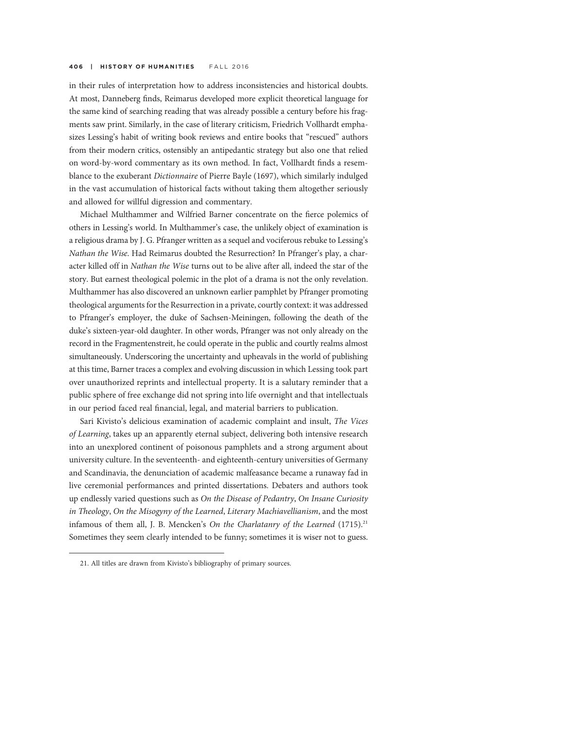in their rules of interpretation how to address inconsistencies and historical doubts. At most, Danneberg finds, Reimarus developed more explicit theoretical language for the same kind of searching reading that was already possible a century before his fragments saw print. Similarly, in the case of literary criticism, Friedrich Vollhardt emphasizes Lessing's habit of writing book reviews and entire books that "rescued" authors from their modern critics, ostensibly an antipedantic strategy but also one that relied on word-by-word commentary as its own method. In fact, Vollhardt finds a resemblance to the exuberant *Dictionnaire* of Pierre Bayle (1697), which similarly indulged in the vast accumulation of historical facts without taking them altogether seriously and allowed for willful digression and commentary.

Michael Multhammer and Wilfried Barner concentrate on the fierce polemics of others in Lessing's world. In Multhammer's case, the unlikely object of examination is a religious drama by J. G. Pfranger written as a sequel and vociferous rebuke to Lessing's *Nathan the Wise*. Had Reimarus doubted the Resurrection? In Pfranger's play, a character killed off in *Nathan the Wise* turns out to be alive after all, indeed the star of the story. But earnest theological polemic in the plot of a drama is not the only revelation. Multhammer has also discovered an unknown earlier pamphlet by Pfranger promoting theological arguments for the Resurrection in a private, courtly context: it was addressed to Pfranger's employer, the duke of Sachsen-Meiningen, following the death of the duke's sixteen-year-old daughter. In other words, Pfranger was not only already on the record in the Fragmentenstreit, he could operate in the public and courtly realms almost simultaneously. Underscoring the uncertainty and upheavals in the world of publishing at this time, Barner traces a complex and evolving discussion in which Lessing took part over unauthorized reprints and intellectual property. It is a salutary reminder that a public sphere of free exchange did not spring into life overnight and that intellectuals in our period faced real financial, legal, and material barriers to publication.

Sari Kivisto's delicious examination of academic complaint and insult, *The Vices of Learning*, takes up an apparently eternal subject, delivering both intensive research into an unexplored continent of poisonous pamphlets and a strong argument about university culture. In the seventeenth- and eighteenth-century universities of Germany and Scandinavia, the denunciation of academic malfeasance became a runaway fad in live ceremonial performances and printed dissertations. Debaters and authors took up endlessly varied questions such as *On the Disease of Pedantry*, *On Insane Curiosity in Theology*, *On the Misogyny of the Learned*, *Literary Machiavellianism*, and the most infamous of them all, J. B. Mencken's *On the Charlatanry of the Learned* (1715).[21] Sometimes they seem clearly intended to be funny; sometimes it is wiser not to guess.

21. All titles are drawn from Kivisto's bibliography of primary sources.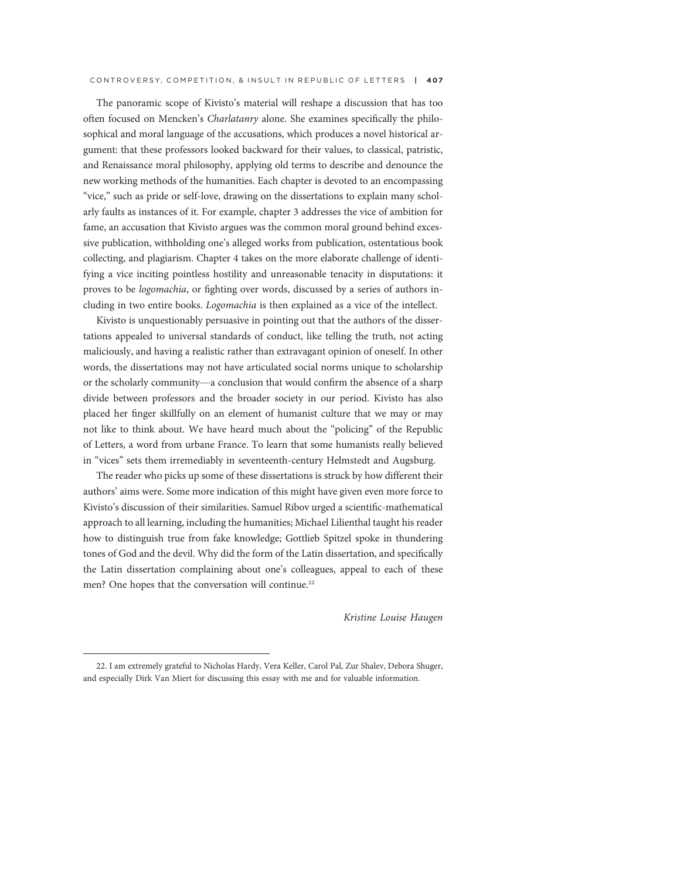The panoramic scope of Kivisto's material will reshape a discussion that has too often focused on Mencken's *Charlatanry* alone. She examines specifically the philosophical and moral language of the accusations, which produces a novel historical argument: that these professors looked backward for their values, to classical, patristic, and Renaissance moral philosophy, applying old terms to describe and denounce the new working methods of the humanities. Each chapter is devoted to an encompassing "vice," such as pride or self-love, drawing on the dissertations to explain many scholarly faults as instances of it. For example, chapter 3 addresses the vice of ambition for fame, an accusation that Kivisto argues was the common moral ground behind excessive publication, withholding one's alleged works from publication, ostentatious book collecting, and plagiarism. Chapter 4 takes on the more elaborate challenge of identifying a vice inciting pointless hostility and unreasonable tenacity in disputations: it proves to be *logomachia*, or fighting over words, discussed by a series of authors including in two entire books. *Logomachia* is then explained as a vice of the intellect.

Kivisto is unquestionably persuasive in pointing out that the authors of the dissertations appealed to universal standards of conduct, like telling the truth, not acting maliciously, and having a realistic rather than extravagant opinion of oneself. In other words, the dissertations may not have articulated social norms unique to scholarship or the scholarly community—a conclusion that would confirm the absence of a sharp divide between professors and the broader society in our period. Kivisto has also placed her finger skillfully on an element of humanist culture that we may or may not like to think about. We have heard much about the "policing" of the Republic of Letters, a word from urbane France. To learn that some humanists really believed in "vices" sets them irremediably in seventeenth-century Helmstedt and Augsburg.

The reader who picks up some of these dissertations is struck by how different their authors' aims were. Some more indication of this might have given even more force to Kivisto's discussion of their similarities. Samuel Ribov urged a scientific-mathematical approach to all learning, including the humanities; Michael Lilienthal taught his reader how to distinguish true from fake knowledge; Gottlieb Spitzel spoke in thundering tones of God and the devil. Why did the form of the Latin dissertation, and specifically the Latin dissertation complaining about one's colleagues, appeal to each of these men? One hopes that the conversation will continue.[22]

*Kristine Louise Haugen*

---

22. I am extremely grateful to Nicholas Hardy, Vera Keller, Carol Pal, Zur Shalev, Debora Shuger, and especially Dirk Van Miert for discussing this essay with me and for valuable information.